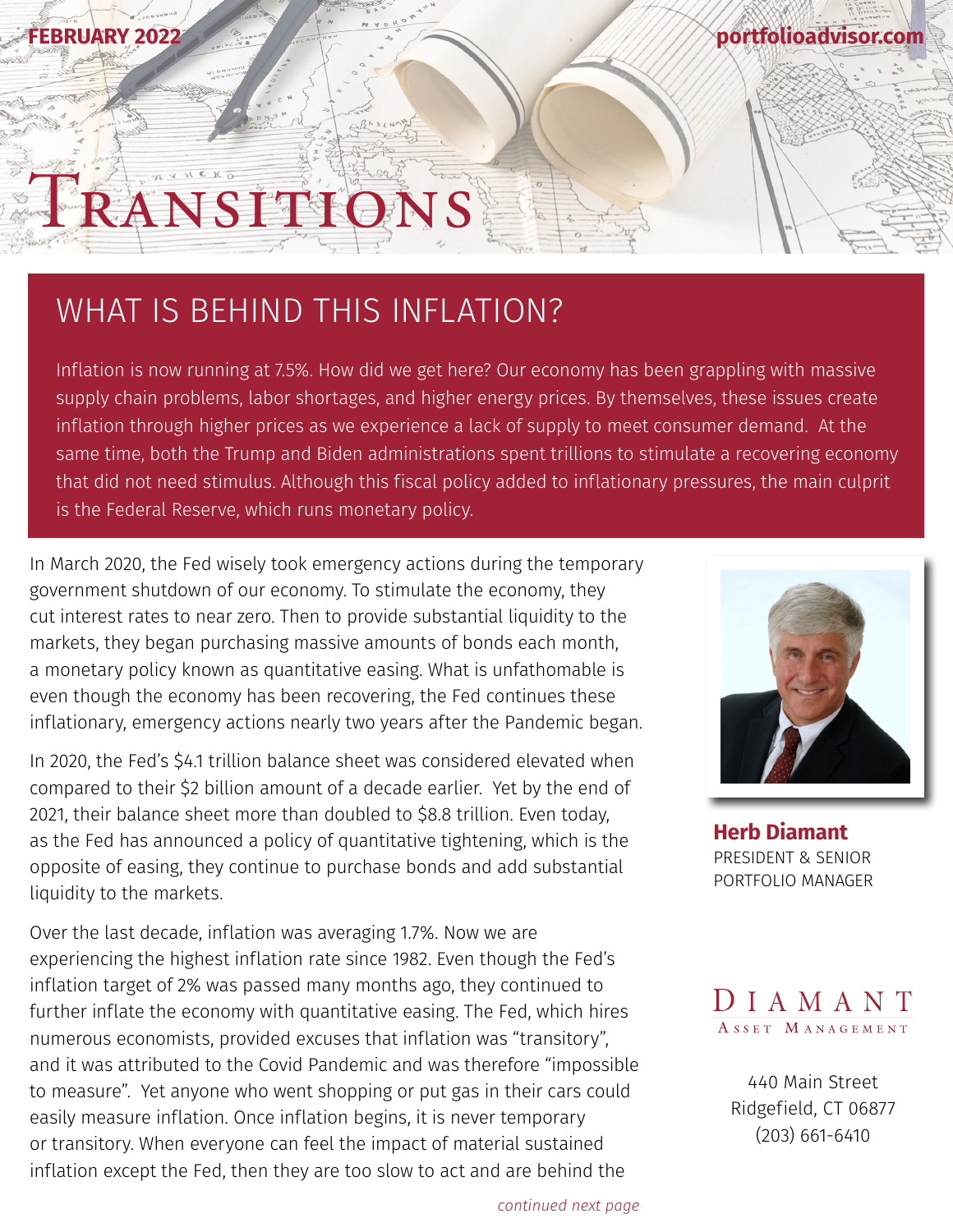FEBRUARY 2022

portfolioadvisor.com

# TRANSITIONS

## WHAT IS BEHIND THIS INFLATION?

Inflation is now running at 7.5%. How did we get here? Our economy has been grappling with massive supply chain problems, labor shortages, and higher energy prices. By themselves, these issues create inflation through higher prices as we experience a lack of supply to meet consumer demand. At the same time, both the Trump and Biden administrations spent trillions to stimulate a recovering economy that did not need stimulus. Although this fiscal policy added to inflationary pressures, the main culprit is the Federal Reserve, which runs monetary policy.

In March 2020, the Fed wisely took emergency actions during the temporary government shutdown of our economy. To stimulate the economy, they cut interest rates to near zero. Then to provide substantial liquidity to the markets, they began purchasing massive amounts of bonds each month, a monetary policy known as quantitative easing. What is unfathomable is even though the economy has been recovering, the Fed continues these inflationary, emergency actions nearly two years after the Pandemic began.

In 2020, the Fed's $4.1 trillion balance sheet was considered elevated when compared to their $2 billion amount of a decade earlier. Yet by the end of 2021, their balance sheet more than doubled to $8.8 trillion. Even today, as the Fed has announced a policy of quantitative tightening, which is the opposite of easing, they continue to purchase bonds and add substantial liquidity to the markets.

Over the last decade, inflation was averaging 1.7%. Now we are experiencing the highest inflation rate since 1982. Even though the Fed's inflation target of 2% was passed many months ago, they continued to further inflate the economy with quantitative easing. The Fed, which hires numerous economists, provided excuses that inflation was "transitory", and it was attributed to the Covid Pandemic and was therefore "impossible to measure". Yet anyone who went shopping or put gas in their cars could easily measure inflation. Once inflation begins, it is never temporary or transitory. When everyone can feel the impact of material sustained inflation except the Fed, then they are too slow to act and are behind the

*continued next page*

**Herb Diamant**
PRESIDENT & SENIOR PORTFOLIO MANAGER

DIAMANT
ASSET MANAGEMENT

440 Main Street
Ridgefield, CT 06877
(203) 661-6410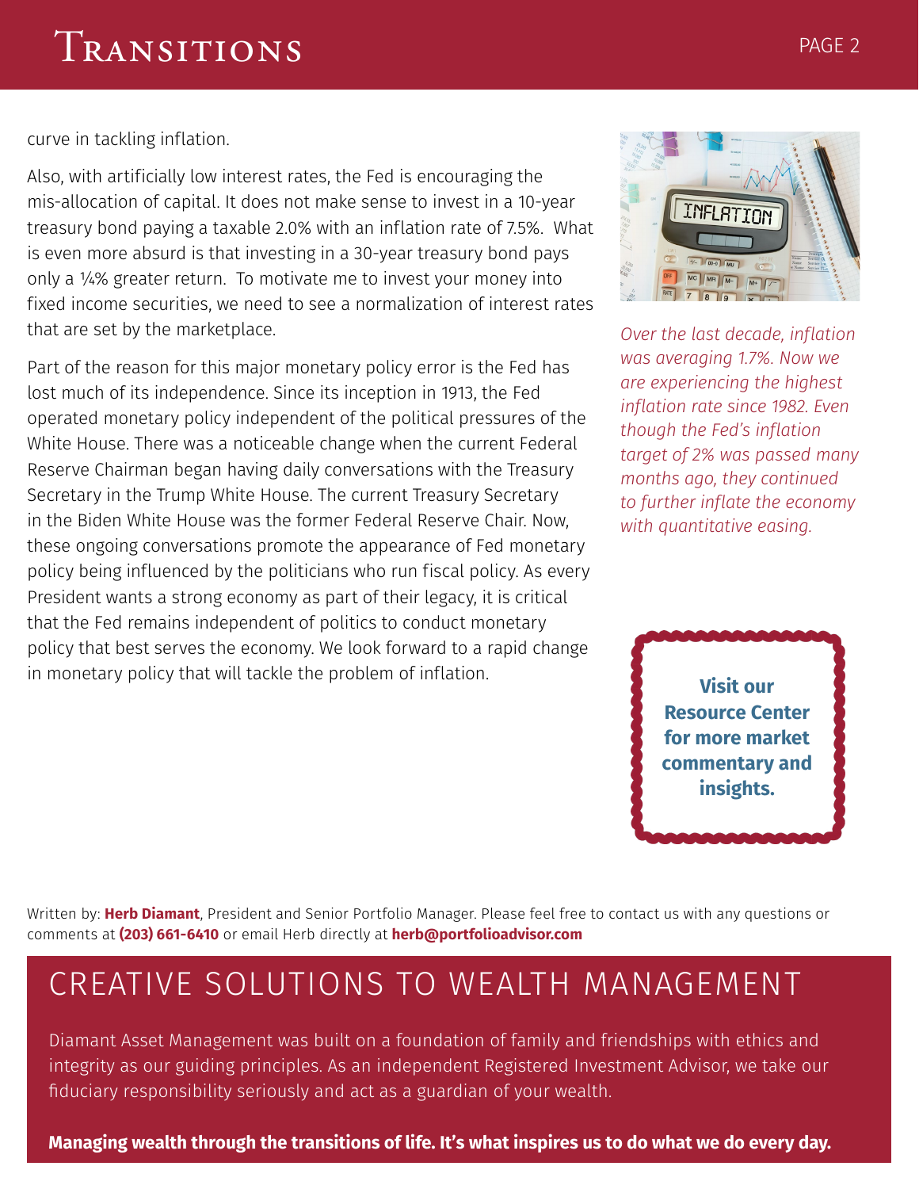curve in tackling inflation.

Also, with artificially low interest rates, the Fed is encouraging the mis-allocation of capital. It does not make sense to invest in a 10-year treasury bond paying a taxable 2.0% with an inflation rate of 7.5%. What is even more absurd is that investing in a 30-year treasury bond pays only a ¼% greater return. To motivate me to invest your money into fixed income securities, we need to see a normalization of interest rates that are set by the marketplace.

Part of the reason for this major monetary policy error is the Fed has lost much of its independence. Since its inception in 1913, the Fed operated monetary policy independent of the political pressures of the White House. There was a noticeable change when the current Federal Reserve Chairman began having daily conversations with the Treasury Secretary in the Trump White House. The current Treasury Secretary in the Biden White House was the former Federal Reserve Chair. Now, these ongoing conversations promote the appearance of Fed monetary policy being influenced by the politicians who run fiscal policy. As every President wants a strong economy as part of their legacy, it is critical that the Fed remains independent of politics to conduct monetary policy that best serves the economy. We look forward to a rapid change in monetary policy that will tackle the problem of inflation.

*Over the last decade, inflation was averaging 1.7%. Now we are experiencing the highest inflation rate since 1982. Even though the Fed's inflation target of 2% was passed many months ago, they continued to further inflate the economy with quantitative easing.*

**Visit our Resource Center for more market commentary and insights.**

Written by: **Herb Diamant**, President and Senior Portfolio Manager. Please feel free to contact us with any questions or comments at **(203) 661-6410** or email Herb directly at **herb@portfolioadvisor.com**

## CREATIVE SOLUTIONS TO WEALTH MANAGEMENT

Diamant Asset Management was built on a foundation of family and friendships with ethics and integrity as our guiding principles. As an independent Registered Investment Advisor, we take our fiduciary responsibility seriously and act as a guardian of your wealth.

**Managing wealth through the transitions of life. It's what inspires us to do what we do every day.**